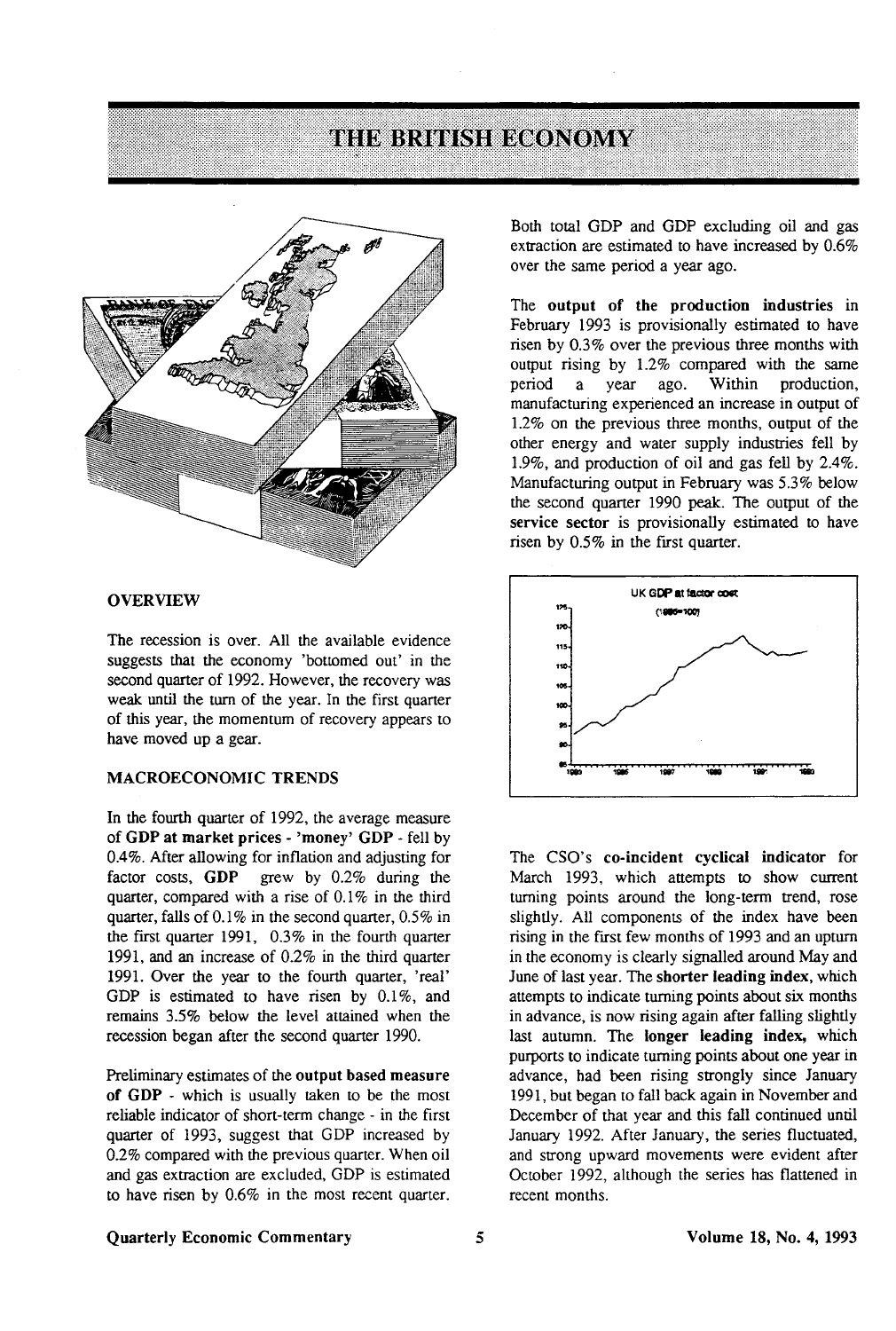# THE BRITISH ECONOMY

## OVERVIEW

The recession is over. All the available evidence suggests that the economy 'bottomed out' in the second quarter of 1992. However, the recovery was weak until the turn of the year. In the first quarter of this year, the momentum of recovery appears to have moved up a gear.

## MACROECONOMIC TRENDS

In the fourth quarter of 1992, the average measure of **GDP at market prices - 'money' GDP** - fell by 0.4%. After allowing for inflation and adjusting for factor costs, **GDP** grew by 0.2% during the quarter, compared with a rise of 0.1% in the third quarter, falls of 0.1% in the second quarter, 0.5% in the first quarter 1991, 0.3% in the fourth quarter 1991, and an increase of 0.2% in the third quarter 1991. Over the year to the fourth quarter, 'real' GDP is estimated to have risen by 0.1%, and remains 3.5% below the level attained when the recession began after the second quarter 1990.

Preliminary estimates of the **output based measure of GDP** - which is usually taken to be the most reliable indicator of short-term change - in the first quarter of 1993, suggest that GDP increased by 0.2% compared with the previous quarter. When oil and gas extraction are excluded, GDP is estimated to have risen by 0.6% in the most recent quarter. Both total GDP and GDP excluding oil and gas extraction are estimated to have increased by 0.6% over the same period a year ago.

The **output of the production industries** in February 1993 is provisionally estimated to have risen by 0.3% over the previous three months with output rising by 1.2% compared with the same period a year ago. Within production, manufacturing experienced an increase in output of 1.2% on the previous three months, output of the other energy and water supply industries fell by 1.9%, and production of oil and gas fell by 2.4%. Manufacturing output in February was 5.3% below the second quarter 1990 peak. The output of the **service sector** is provisionally estimated to have risen by 0.5% in the first quarter.

UK GDP at factor cost (1985=100)

The CSO's **co-incident cyclical indicator** for March 1993, which attempts to show current turning points around the long-term trend, rose slightly. All components of the index have been rising in the first few months of 1993 and an upturn in the economy is clearly signalled around May and June of last year. The **shorter leading index**, which attempts to indicate turning points about six months in advance, is now rising again after falling slightly last autumn. The **longer leading index**, which purports to indicate turning points about one year in advance, had been rising strongly since January 1991, but began to fall back again in November and December of that year and this fall continued until January 1992. After January, the series fluctuated, and strong upward movements were evident after October 1992, although the series has flattened in recent months.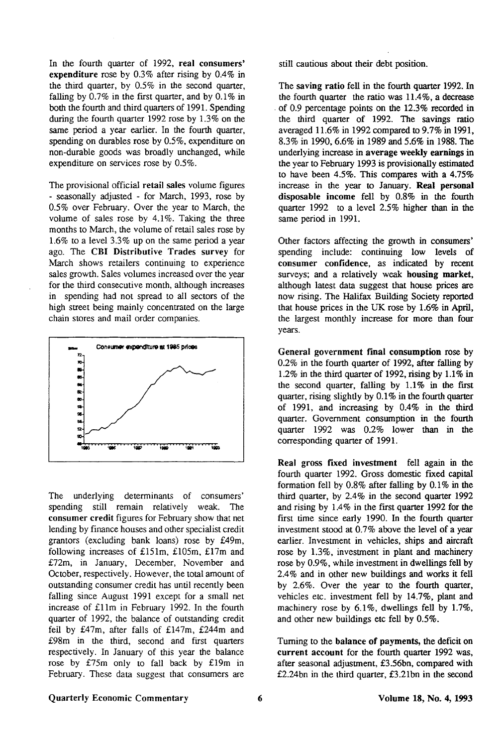In the fourth quarter of 1992, **real consumers' expenditure** rose by 0.3% after rising by 0.4% in the third quarter, by 0.5% in the second quarter, falling by 0.7% in the first quarter, and by 0.1% in both the fourth and third quarters of 1991. Spending during the fourth quarter 1992 rose by 1.3% on the same period a year earlier. In the fourth quarter, spending on durables rose by 0.5%, expenditure on non-durable goods was broadly unchanged, while expenditure on services rose by 0.5%.

The provisional official **retail sales** volume figures - seasonally adjusted - for March, 1993, rose by 0.5% over February. Over the year to March, the volume of sales rose by 4.1%. Taking the three months to March, the volume of retail sales rose by 1.6% to a level 3.3% up on the same period a year ago. The **CBI Distributive Trades survey** for March shows retailers continuing to experience sales growth. Sales volumes increased over the year for the third consecutive month, although increases in spending had not spread to all sectors of the high street being mainly concentrated on the large chain stores and mail order companies.

Consumer expenditure at 1985 prices

The underlying determinants of consumers' spending still remain relatively weak. The **consumer credit** figures for February show that net lending by finance houses and other specialist credit grantors (excluding bank loans) rose by £49m, following increases of £151m, £105m, £17m and £72m, in January, December, November and October, respectively. However, the total amount of outstanding consumer credit has until recently been falling since August 1991 except for a small net increase of £11m in February 1992. In the fourth quarter of 1992, the balance of outstanding credit fell by £47m, after falls of £147m, £244m and £98m in the third, second and first quarters respectively. In January of this year the balance rose by £75m only to fall back by £19m in February. These data suggest that consumers are still cautious about their debt position.

The **saving ratio** fell in the fourth quarter 1992. In the fourth quarter the ratio was 11.4%, a decrease of 0.9 percentage points on the 12.3% recorded in the third quarter of 1992. The savings ratio averaged 11.6% in 1992 compared to 9.7% in 1991, 8.3% in 1990, 6.6% in 1989 and 5.6% in 1988. The underlying increase in **average weekly earnings** in the year to February 1993 is provisionally estimated to have been 4.5%. This compares with a 4.75% increase in the year to January. **Real personal disposable income** fell by 0.8% in the fourth quarter 1992 to a level 2.5% higher than in the same period in 1991.

Other factors affecting the growth in consumers' spending include: continuing low levels of **consumer confidence**, as indicated by recent surveys; and a relatively weak **housing market**, although latest data suggest that house prices are now rising. The Halifax Building Society reported that house prices in the UK rose by 1.6% in April, the largest monthly increase for more than four years.

**General government final consumption** rose by 0.2% in the fourth quarter of 1992, after falling by 1.2% in the third quarter of 1992, rising by 1.1% in the second quarter, falling by 1.1% in the first quarter, rising slightly by 0.1% in the fourth quarter of 1991, and increasing by 0.4% in the third quarter. Government consumption in the fourth quarter 1992 was 0.2% lower than in the corresponding quarter of 1991.

**Real gross fixed investment** fell again in the fourth quarter 1992. Gross domestic fixed capital formation fell by 0.8% after falling by 0.1% in the third quarter, by 2.4% in the second quarter 1992 and rising by 1.4% in the first quarter 1992 for the first time since early 1990. In the fourth quarter investment stood at 0.7% above the level of a year earlier. Investment in vehicles, ships and aircraft rose by 1.3%, investment in plant and machinery rose by 0.9%, while investment in dwellings fell by 2.4% and in other new buildings and works it fell by 2.6%. Over the year to the fourth quarter, vehicles etc. investment fell by 14.7%, plant and machinery rose by 6.1%, dwellings fell by 1.7%, and other new buildings etc fell by 0.5%.

Turning to the **balance of payments,** the deficit on **current account** for the fourth quarter 1992 was, after seasonal adjustment, £3.56bn, compared with £2.24bn in the third quarter, £3.21bn in the second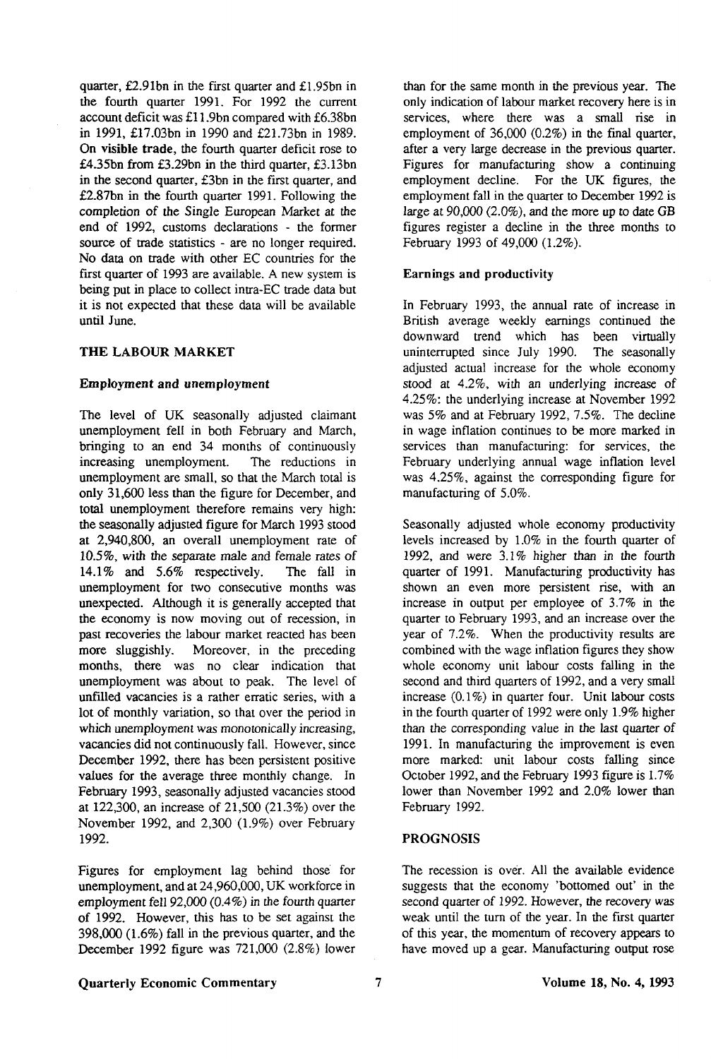quarter, £2.91bn in the first quarter and £1.95bn in the fourth quarter 1991. For 1992 the current account deficit was £11.9bn compared with £6.38bn in 1991, £17.03bn in 1990 and £21.73bn in 1989. **On visible trade**, the fourth quarter deficit rose to £4.35bn from £3.29bn in the third quarter, £3.13bn in the second quarter, £3bn in the first quarter, and £2.87bn in the fourth quarter 1991. Following the completion of the Single European Market at the end of 1992, customs declarations - the former source of trade statistics - are no longer required. No data on trade with other EC countries for the first quarter of 1993 are available. A new system is being put in place to collect intra-EC trade data but it is not expected that these data will be available until June.

## THE LABOUR MARKET

### Employment and unemployment

The level of UK seasonally adjusted claimant unemployment fell in both February and March, bringing to an end 34 months of continuously increasing unemployment. The reductions in unemployment are small, so that the March total is only 31,600 less than the figure for December, and total unemployment therefore remains very high: the seasonally adjusted figure for March 1993 stood at 2,940,800, an overall unemployment rate of 10.5%, with the separate male and female rates of 14.1% and 5.6% respectively. The fall in unemployment for two consecutive months was unexpected. Although it is generally accepted that the economy is now moving out of recession, in past recoveries the labour market reacted has been more sluggishly. Moreover, in the preceding months, there was no clear indication that unemployment was about to peak. The level of unfilled vacancies is a rather erratic series, with a lot of monthly variation, so that over the period in which unemployment was monotonically increasing, vacancies did not continuously fall. However, since December 1992, there has been persistent positive values for the average three monthly change. In February 1993, seasonally adjusted vacancies stood at 122,300, an increase of 21,500 (21.3%) over the November 1992, and 2,300 (1.9%) over February 1992.

Figures for employment lag behind those for unemployment, and at 24,960,000, UK workforce in employment fell 92,000 (0.4%) in the fourth quarter of 1992. However, this has to be set against the 398,000 (1.6%) fall in the previous quarter, and the December 1992 figure was 721,000 (2.8%) lower than for the same month in the previous year. The only indication of labour market recovery here is in services, where there was a small rise in employment of 36,000 (0.2%) in the final quarter, after a very large decrease in the previous quarter. Figures for manufacturing show a continuing employment decline. For the UK figures, the employment fall in the quarter to December 1992 is large at 90,000 (2.0%), and the more up to date GB figures register a decline in the three months to February 1993 of 49,000 (1.2%).

### Earnings and productivity

In February 1993, the annual rate of increase in British average weekly earnings continued the downward trend which has been virtually uninterrupted since July 1990. The seasonally adjusted actual increase for the whole economy stood at 4.2%, with an underlying increase of 4.25%: the underlying increase at November 1992 was 5% and at February 1992, 7.5%. The decline in wage inflation continues to be more marked in services than manufacturing: for services, the February underlying annual wage inflation level was 4.25%, against the corresponding figure for manufacturing of 5.0%.

Seasonally adjusted whole economy productivity levels increased by 1.0% in the fourth quarter of 1992, and were 3.1% higher than in the fourth quarter of 1991. Manufacturing productivity has shown an even more persistent rise, with an increase in output per employee of 3.7% in the quarter to February 1993, and an increase over the year of 7.2%. When the productivity results are combined with the wage inflation figures they show whole economy unit labour costs falling in the second and third quarters of 1992, and a very small increase (0.1%) in quarter four. Unit labour costs in the fourth quarter of 1992 were only 1.9% higher than the corresponding value in the last quarter of 1991. In manufacturing the improvement is even more marked: unit labour costs falling since October 1992, and the February 1993 figure is 1.7% lower than November 1992 and 2.0% lower than February 1992.

## PROGNOSIS

The recession is over. All the available evidence suggests that the economy 'bottomed out' in the second quarter of 1992. However, the recovery was weak until the turn of the year. In the first quarter of this year, the momentum of recovery appears to have moved up a gear. Manufacturing output rose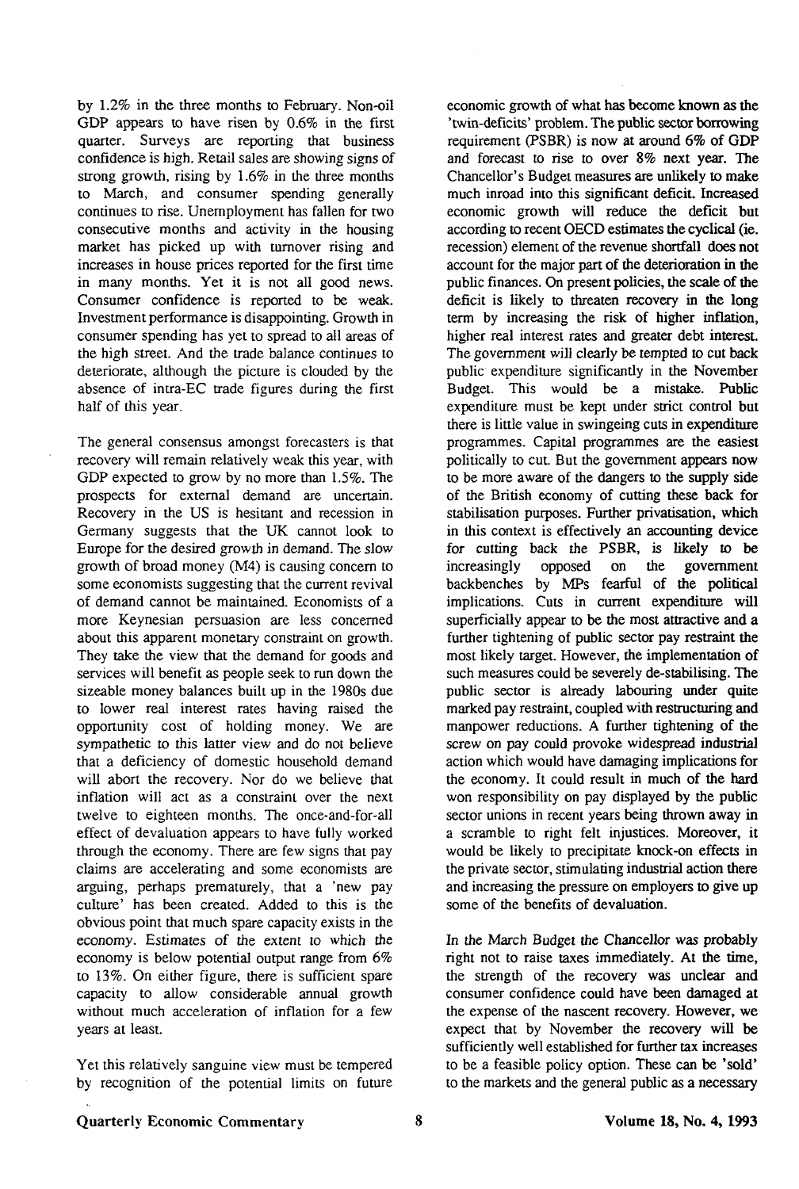by 1.2% in the three months to February. Non-oil GDP appears to have risen by 0.6% in the first quarter. Surveys are reporting that business confidence is high. Retail sales are showing signs of strong growth, rising by 1.6% in the three months to March, and consumer spending generally continues to rise. Unemployment has fallen for two consecutive months and activity in the housing market has picked up with turnover rising and increases in house prices reported for the first time in many months. Yet it is not all good news. Consumer confidence is reported to be weak. Investment performance is disappointing. Growth in consumer spending has yet to spread to all areas of the high street. And the trade balance continues to deteriorate, although the picture is clouded by the absence of intra-EC trade figures during the first half of this year.

The general consensus amongst forecasters is that recovery will remain relatively weak this year, with GDP expected to grow by no more than 1.5%. The prospects for external demand are uncertain. Recovery in the US is hesitant and recession in Germany suggests that the UK cannot look to Europe for the desired growth in demand. The slow growth of broad money (M4) is causing concern to some economists suggesting that the current revival of demand cannot be maintained. Economists of a more Keynesian persuasion are less concerned about this apparent monetary constraint on growth. They take the view that the demand for goods and services will benefit as people seek to run down the sizeable money balances built up in the 1980s due to lower real interest rates having raised the opportunity cost of holding money. We are sympathetic to this latter view and do not believe that a deficiency of domestic household demand will abort the recovery. Nor do we believe that inflation will act as a constraint over the next twelve to eighteen months. The once-and-for-all effect of devaluation appears to have fully worked through the economy. There are few signs that pay claims are accelerating and some economists are arguing, perhaps prematurely, that a 'new pay culture' has been created. Added to this is the obvious point that much spare capacity exists in the economy. Estimates of the extent to which the economy is below potential output range from 6% to 13%. On either figure, there is sufficient spare capacity to allow considerable annual growth without much acceleration of inflation for a few years at least.

Yet this relatively sanguine view must be tempered by recognition of the potential limits on future economic growth of what has become known as the 'twin-deficits' problem. The public sector borrowing requirement (PSBR) is now at around 6% of GDP and forecast to rise to over 8% next year. The Chancellor's Budget measures are unlikely to make much inroad into this significant deficit. Increased economic growth will reduce the deficit but according to recent OECD estimates the cyclical (ie. recession) element of the revenue shortfall does not account for the major part of the deterioration in the public finances. On present policies, the scale of the deficit is likely to threaten recovery in the long term by increasing the risk of higher inflation, higher real interest rates and greater debt interest. The government will clearly be tempted to cut back public expenditure significantly in the November Budget. This would be a mistake. Public expenditure must be kept under strict control but there is little value in swingeing cuts in expenditure programmes. Capital programmes are the easiest politically to cut. But the government appears now to be more aware of the dangers to the supply side of the British economy of cutting these back for stabilisation purposes. Further privatisation, which in this context is effectively an accounting device for cutting back the PSBR, is likely to be increasingly opposed on the government backbenches by MPs fearful of the political implications. Cuts in current expenditure will superficially appear to be the most attractive and a further tightening of public sector pay restraint the most likely target. However, the implementation of such measures could be severely de-stabilising. The public sector is already labouring under quite marked pay restraint, coupled with restructuring and manpower reductions. A further tightening of the screw on pay could provoke widespread industrial action which would have damaging implications for the economy. It could result in much of the hard won responsibility on pay displayed by the public sector unions in recent years being thrown away in a scramble to right felt injustices. Moreover, it would be likely to precipitate knock-on effects in the private sector, stimulating industrial action there and increasing the pressure on employers to give up some of the benefits of devaluation.

In the March Budget the Chancellor was probably right not to raise taxes immediately. At the time, the strength of the recovery was unclear and consumer confidence could have been damaged at the expense of the nascent recovery. However, we expect that by November the recovery will be sufficiently well established for further tax increases to be a feasible policy option. These can be 'sold' to the markets and the general public as a necessary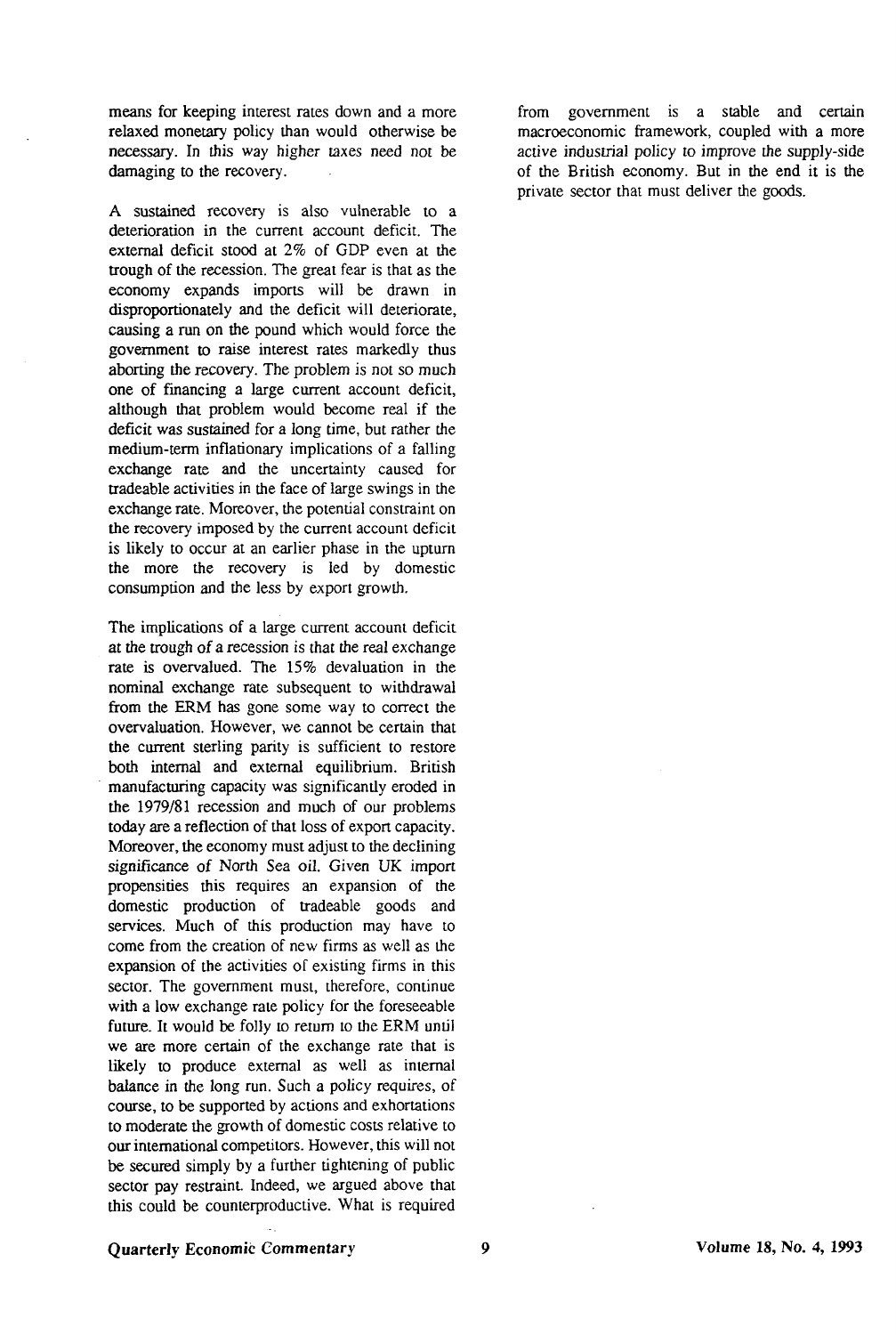means for keeping interest rates down and a more relaxed monetary policy than would otherwise be necessary. In this way higher taxes need not be damaging to the recovery.

A sustained recovery is also vulnerable to a deterioration in the current account deficit. The external deficit stood at 2% of GDP even at the trough of the recession. The great fear is that as the economy expands imports will be drawn in disproportionately and the deficit will deteriorate, causing a run on the pound which would force the government to raise interest rates markedly thus aborting the recovery. The problem is not so much one of financing a large current account deficit, although that problem would become real if the deficit was sustained for a long time, but rather the medium-term inflationary implications of a falling exchange rate and the uncertainty caused for tradeable activities in the face of large swings in the exchange rate. Moreover, the potential constraint on the recovery imposed by the current account deficit is likely to occur at an earlier phase in the upturn the more the recovery is led by domestic consumption and the less by export growth.

The implications of a large current account deficit at the trough of a recession is that the real exchange rate is overvalued. The 15% devaluation in the nominal exchange rate subsequent to withdrawal from the ERM has gone some way to correct the overvaluation. However, we cannot be certain that the current sterling parity is sufficient to restore both internal and external equilibrium. British manufacturing capacity was significantly eroded in the 1979/81 recession and much of our problems today are a reflection of that loss of export capacity. Moreover, the economy must adjust to the declining significance of North Sea oil. Given UK import propensities this requires an expansion of the domestic production of tradeable goods and services. Much of this production may have to come from the creation of new firms as well as the expansion of the activities of existing firms in this sector. The government must, therefore, continue with a low exchange rate policy for the foreseeable future. It would be folly to return to the ERM until we are more certain of the exchange rate that is likely to produce external as well as internal balance in the long run. Such a policy requires, of course, to be supported by actions and exhortations to moderate the growth of domestic costs relative to our international competitors. However, this will not be secured simply by a further tightening of public sector pay restraint. Indeed, we argued above that this could be counterproductive. What is required from government is a stable and certain macroeconomic framework, coupled with a more active industrial policy to improve the supply-side of the British economy. But in the end it is the private sector that must deliver the goods.